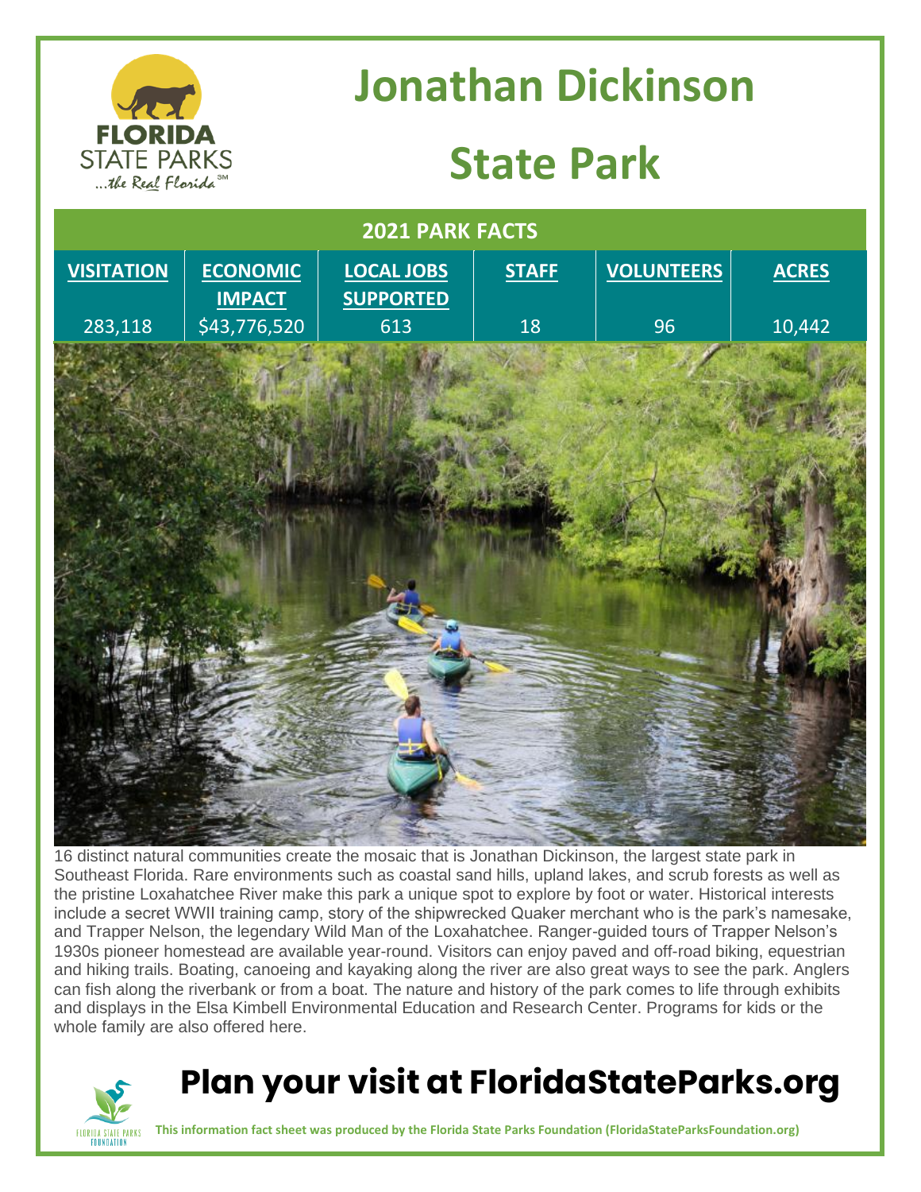# Jonathan Dickinson State Park

## 2021 PARK FACTS

| VISITATION | ECONOMIC IMPACT | LOCAL JOBS SUPPORTED | STAFF | VOLUNTEERS | ACRES |
|---|---|---|---|---|---|
| 283,118 | $43,776,520 | 613 | 18 | 96 | 10,442 |

16 distinct natural communities create the mosaic that is Jonathan Dickinson, the largest state park in Southeast Florida. Rare environments such as coastal sand hills, upland lakes, and scrub forests as well as the pristine Loxahatchee River make this park a unique spot to explore by foot or water. Historical interests include a secret WWII training camp, story of the shipwrecked Quaker merchant who is the park's namesake, and Trapper Nelson, the legendary Wild Man of the Loxahatchee. Ranger-guided tours of Trapper Nelson's 1930s pioneer homestead are available year-round. Visitors can enjoy paved and off-road biking, equestrian and hiking trails. Boating, canoeing and kayaking along the river are also great ways to see the park. Anglers can fish along the riverbank or from a boat. The nature and history of the park comes to life through exhibits and displays in the Elsa Kimbell Environmental Education and Research Center. Programs for kids or the whole family are also offered here.

## Plan your visit at FloridaStateParks.org

**This information fact sheet was produced by the Florida State Parks Foundation (FloridaStateParksFoundation.org)**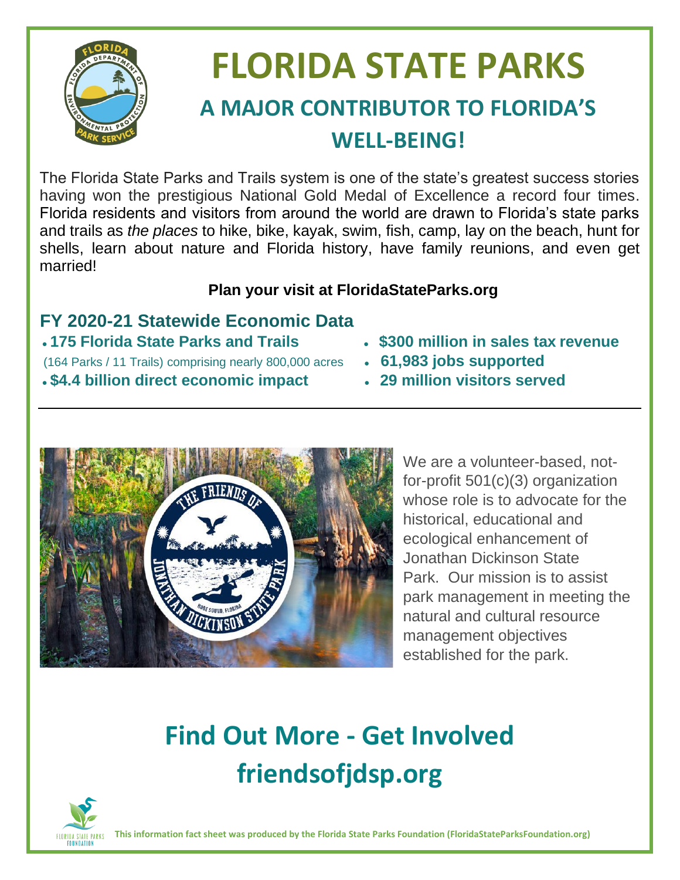# FLORIDA STATE PARKS

## A MAJOR CONTRIBUTOR TO FLORIDA'S WELL-BEING!

The Florida State Parks and Trails system is one of the state's greatest success stories having won the prestigious National Gold Medal of Excellence a record four times. Florida residents and visitors from around the world are drawn to Florida's state parks and trails as *the places* to hike, bike, kayak, swim, fish, camp, lay on the beach, hunt for shells, learn about nature and Florida history, have family reunions, and even get married!

**Plan your visit at FloridaStateParks.org**

### FY 2020-21 Statewide Economic Data

- **175 Florida State Parks and Trails**
  (164 Parks / 11 Trails) comprising nearly 800,000 acres
- **$4.4 billion direct economic impact**
- **$300 million in sales tax revenue**
- **61,983 jobs supported**
- **29 million visitors served**

We are a volunteer-based, not-for-profit 501(c)(3) organization whose role is to advocate for the historical, educational and ecological enhancement of Jonathan Dickinson State Park. Our mission is to assist park management in meeting the natural and cultural resource management objectives established for the park.

## Find Out More - Get Involved

## friendsofjdsp.org

**This information fact sheet was produced by the Florida State Parks Foundation (FloridaStateParksFoundation.org)**